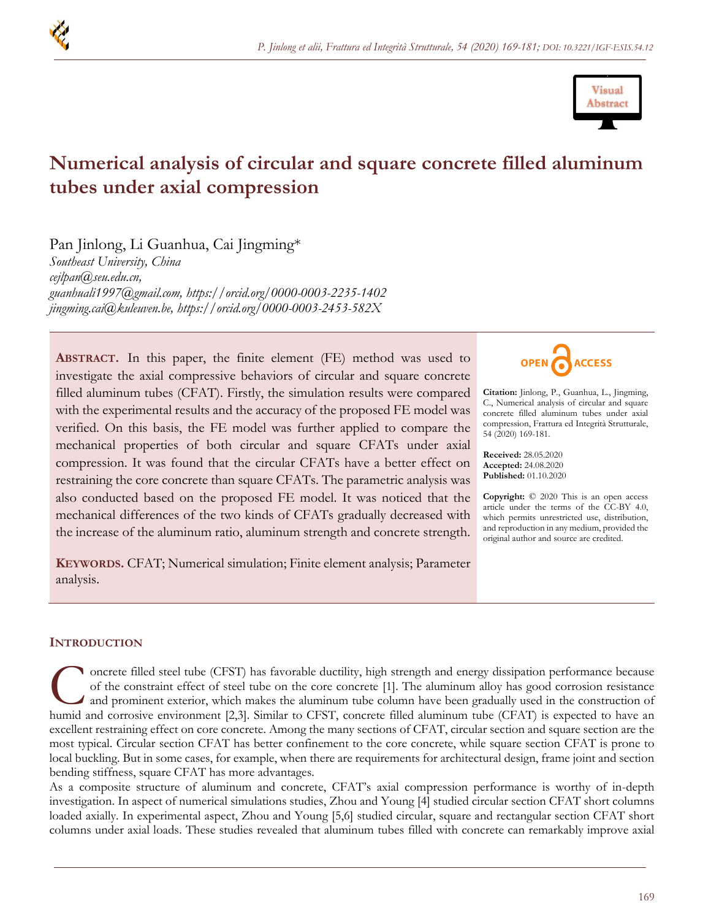# Numerical analysis of circular and square concrete filled aluminum tubes under axial compression

Pan Jinlong, Li Guanhua, Cai Jingming*

*Southeast University, China*
*cejlpan@seu.edu.cn,*
*guanhuali1997@gmail.com, https://orcid.org/0000-0003-2235-1402*
*jingming.cai@kuleuven.be, https://orcid.org/0000-0003-2453-582X*

**ABSTRACT.** In this paper, the finite element (FE) method was used to investigate the axial compressive behaviors of circular and square concrete filled aluminum tubes (CFAT). Firstly, the simulation results were compared with the experimental results and the accuracy of the proposed FE model was verified. On this basis, the FE model was further applied to compare the mechanical properties of both circular and square CFATs under axial compression. It was found that the circular CFATs have a better effect on restraining the core concrete than square CFATs. The parametric analysis was also conducted based on the proposed FE model. It was noticed that the mechanical differences of the two kinds of CFATs gradually decreased with the increase of the aluminum ratio, aluminum strength and concrete strength.

**KEYWORDS.** CFAT; Numerical simulation; Finite element analysis; Parameter analysis.

OPEN ACCESS

**Citation:** Jinlong, P., Guanhua, L., Jingming, C., Numerical analysis of circular and square concrete filled aluminum tubes under axial compression, Frattura ed Integrità Strutturale, 54 (2020) 169-181.

**Received:** 28.05.2020
**Accepted:** 24.08.2020
**Published:** 01.10.2020

**Copyright:** © 2020 This is an open access article under the terms of the CC-BY 4.0, which permits unrestricted use, distribution, and reproduction in any medium, provided the original author and source are credited.

## INTRODUCTION

Concrete filled steel tube (CFST) has favorable ductility, high strength and energy dissipation performance because of the constraint effect of steel tube on the core concrete [1]. The aluminum alloy has good corrosion resistance and prominent exterior, which makes the aluminum tube column have been gradually used in the construction of humid and corrosive environment [2,3]. Similar to CFST, concrete filled aluminum tube (CFAT) is expected to have an excellent restraining effect on core concrete. Among the many sections of CFAT, circular section and square section are the most typical. Circular section CFAT has better confinement to the core concrete, while square section CFAT is prone to local buckling. But in some cases, for example, when there are requirements for architectural design, frame joint and section bending stiffness, square CFAT has more advantages.

As a composite structure of aluminum and concrete, CFAT's axial compression performance is worthy of in-depth investigation. In aspect of numerical simulations studies, Zhou and Young [4] studied circular section CFAT short columns loaded axially. In experimental aspect, Zhou and Young [5,6] studied circular, square and rectangular section CFAT short columns under axial loads. These studies revealed that aluminum tubes filled with concrete can remarkably improve axial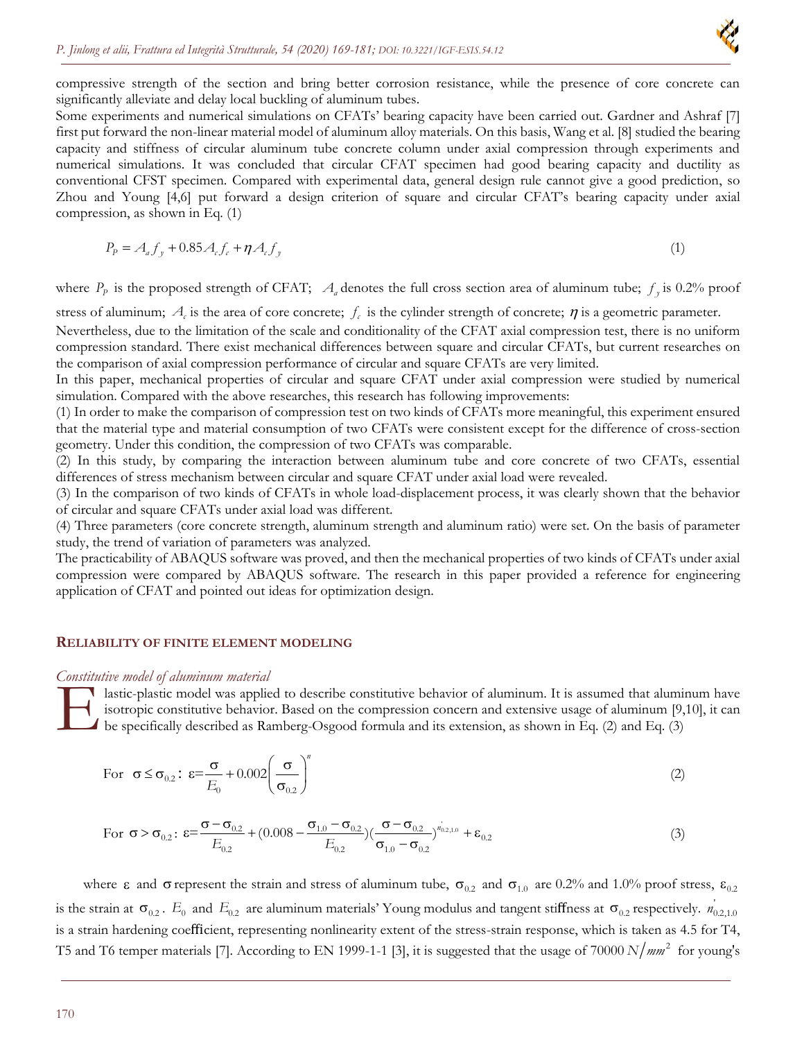compressive strength of the section and bring better corrosion resistance, while the presence of core concrete can significantly alleviate and delay local buckling of aluminum tubes.

Some experiments and numerical simulations on CFATs' bearing capacity have been carried out. Gardner and Ashraf [7] first put forward the non-linear material model of aluminum alloy materials. On this basis, Wang et al. [8] studied the bearing capacity and stiffness of circular aluminum tube concrete column under axial compression through experiments and numerical simulations. It was concluded that circular CFAT specimen had good bearing capacity and ductility as conventional CFST specimen. Compared with experimental data, general design rule cannot give a good prediction, so Zhou and Young [4,6] put forward a design criterion of square and circular CFAT's bearing capacity under axial compression, as shown in Eq. (1)

$$P_P = A_a f_y + 0.85 A_c f_c + \eta A_c f_y \tag{1}$$

where $P_p$ is the proposed strength of CFAT; $A_a$ denotes the full cross section area of aluminum tube; $f_y$ is 0.2% proof stress of aluminum; $A_c$ is the area of core concrete; $f_c$ is the cylinder strength of concrete; $\eta$ is a geometric parameter.

Nevertheless, due to the limitation of the scale and conditionality of the CFAT axial compression test, there is no uniform compression standard. There exist mechanical differences between square and circular CFATs, but current researches on the comparison of axial compression performance of circular and square CFATs are very limited.

In this paper, mechanical properties of circular and square CFAT under axial compression were studied by numerical simulation. Compared with the above researches, this research has following improvements:

(1) In order to make the comparison of compression test on two kinds of CFATs more meaningful, this experiment ensured that the material type and material consumption of two CFATs were consistent except for the difference of cross-section geometry. Under this condition, the compression of two CFATs was comparable.

(2) In this study, by comparing the interaction between aluminum tube and core concrete of two CFATs, essential differences of stress mechanism between circular and square CFAT under axial load were revealed.

(3) In the comparison of two kinds of CFATs in whole load-displacement process, it was clearly shown that the behavior of circular and square CFATs under axial load was different.

(4) Three parameters (core concrete strength, aluminum strength and aluminum ratio) were set. On the basis of parameter study, the trend of variation of parameters was analyzed.

The practicability of ABAQUS software was proved, and then the mechanical properties of two kinds of CFATs under axial compression were compared by ABAQUS software. The research in this paper provided a reference for engineering application of CFAT and pointed out ideas for optimization design.

## RELIABILITY OF FINITE ELEMENT MODELING

### *Constitutive model of aluminum material*

Elastic-plastic model was applied to describe constitutive behavior of aluminum. It is assumed that aluminum have isotropic constitutive behavior. Based on the compression concern and extensive usage of aluminum [9,10], it can be specifically described as Ramberg-Osgood formula and its extension, as shown in Eq. (2) and Eq. (3)

$$\text{For } \sigma \le \sigma_{0.2}: \ \varepsilon = \frac{\sigma}{E_0} + 0.002\left(\frac{\sigma}{\sigma_{0.2}}\right)^n \tag{2}$$

$$\text{For } \sigma > \sigma_{0.2}: \ \varepsilon = \frac{\sigma - \sigma_{0.2}}{E_{0.2}} + \left(0.008 - \frac{\sigma_{1.0} - \sigma_{0.2}}{E_{0.2}}\right)\left(\frac{\sigma - \sigma_{0.2}}{\sigma_{1.0} - \sigma_{0.2}}\right)^{n'_{0.2,1.0}} + \varepsilon_{0.2} \tag{3}$$

where $\varepsilon$ and $\sigma$ represent the strain and stress of aluminum tube, $\sigma_{0.2}$ and $\sigma_{1.0}$ are 0.2% and 1.0% proof stress, $\varepsilon_{0.2}$ is the strain at $\sigma_{0.2}$. $E_0$ and $E_{0.2}$ are aluminum materials' Young modulus and tangent stiffness at $\sigma_{0.2}$ respectively. $n'_{0.2,1.0}$ is a strain hardening coefficient, representing nonlinearity extent of the stress-strain response, which is taken as 4.5 for T4, T5 and T6 temper materials [7]. According to EN 1999-1-1 [3], it is suggested that the usage of 70000 $N/mm^2$ for young's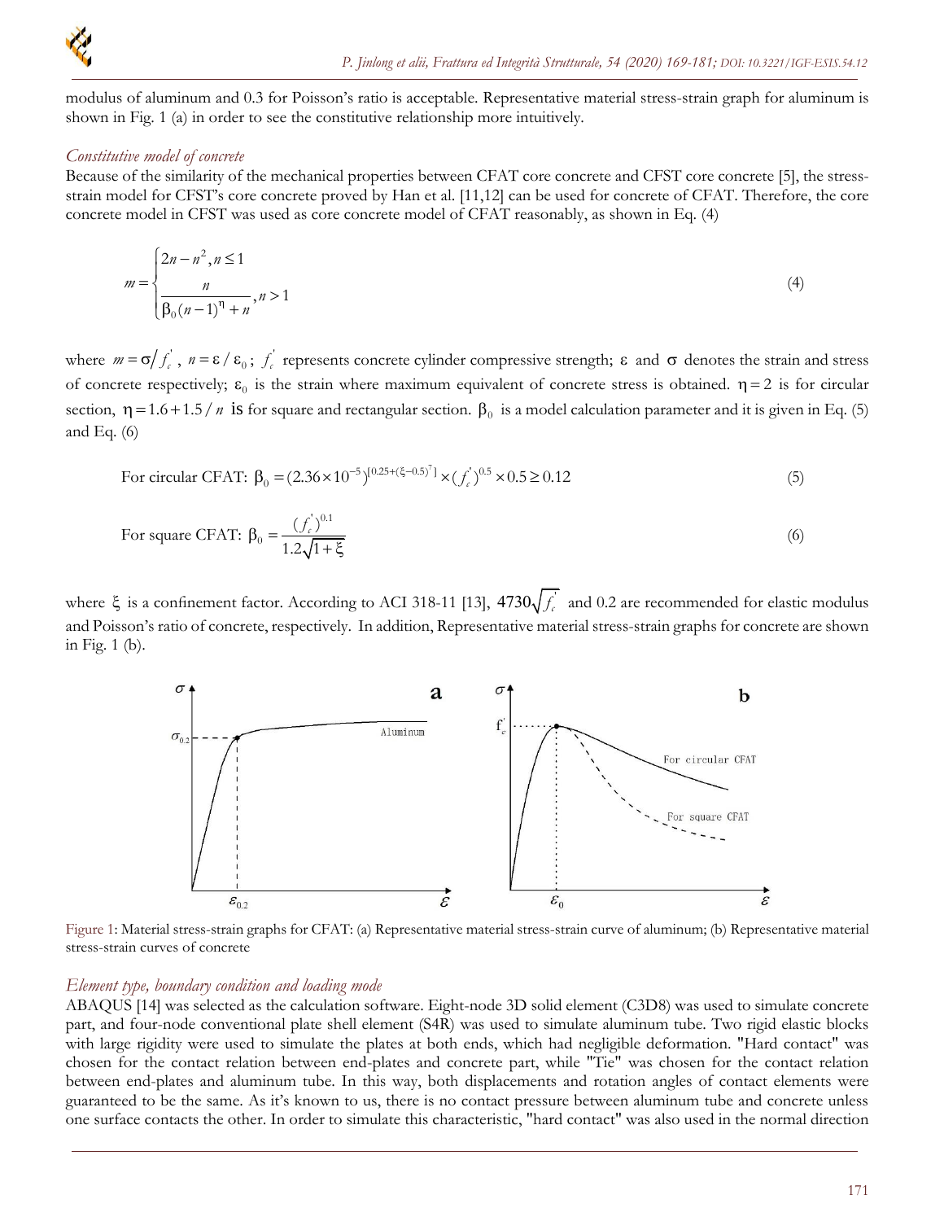modulus of aluminum and 0.3 for Poisson's ratio is acceptable. Representative material stress-strain graph for aluminum is shown in Fig. 1 (a) in order to see the constitutive relationship more intuitively.

### *Constitutive model of concrete*

Because of the similarity of the mechanical properties between CFAT core concrete and CFST core concrete [5], the stress-strain model for CFST's core concrete proved by Han et al. [11,12] can be used for concrete of CFAT. Therefore, the core concrete model in CFST was used as core concrete model of CFAT reasonably, as shown in Eq. (4)

$$m = \begin{cases} 2n - n^2, n \le 1 \\ \dfrac{n}{\beta_0 (n-1)^{\eta} + n}, n > 1 \end{cases} \tag{4}$$

where $m = \sigma / f_c^{'}$, $n = \varepsilon / \varepsilon_0$; $f_c^{'}$ represents concrete cylinder compressive strength; $\varepsilon$ and $\sigma$ denotes the strain and stress of concrete respectively; $\varepsilon_0$ is the strain where maximum equivalent of concrete stress is obtained. $\eta = 2$ is for circular section, $\eta = 1.6 + 1.5 / n$ is for square and rectangular section. $\beta_0$ is a model calculation parameter and it is given in Eq. (5) and Eq. (6)

$$\text{For circular CFAT: } \beta_0 = (2.36 \times 10^{-5})^{[0.25 + (\xi - 0.5)^7]} \times (f_c^{'})^{0.5} \times 0.5 \ge 0.12 \tag{5}$$

$$\text{For square CFAT: } \beta_0 = \frac{(f_c^{'})^{0.1}}{1.2\sqrt{1+\xi}} \tag{6}$$

where $\xi$ is a confinement factor. According to ACI 318-11 [13], $4730\sqrt{f_c^{'}}$ and 0.2 are recommended for elastic modulus and Poisson's ratio of concrete, respectively. In addition, Representative material stress-strain graphs for concrete are shown in Fig. 1 (b).

Figure 1: Material stress-strain graphs for CFAT: (a) Representative material stress-strain curve of aluminum; (b) Representative material stress-strain curves of concrete

### *Element type, boundary condition and loading mode*

ABAQUS [14] was selected as the calculation software. Eight-node 3D solid element (C3D8) was used to simulate concrete part, and four-node conventional plate shell element (S4R) was used to simulate aluminum tube. Two rigid elastic blocks with large rigidity were used to simulate the plates at both ends, which had negligible deformation. "Hard contact" was chosen for the contact relation between end-plates and concrete part, while "Tie" was chosen for the contact relation between end-plates and aluminum tube. In this way, both displacements and rotation angles of contact elements were guaranteed to be the same. As it's known to us, there is no contact pressure between aluminum tube and concrete unless one surface contacts the other. In order to simulate this characteristic, "hard contact" was also used in the normal direction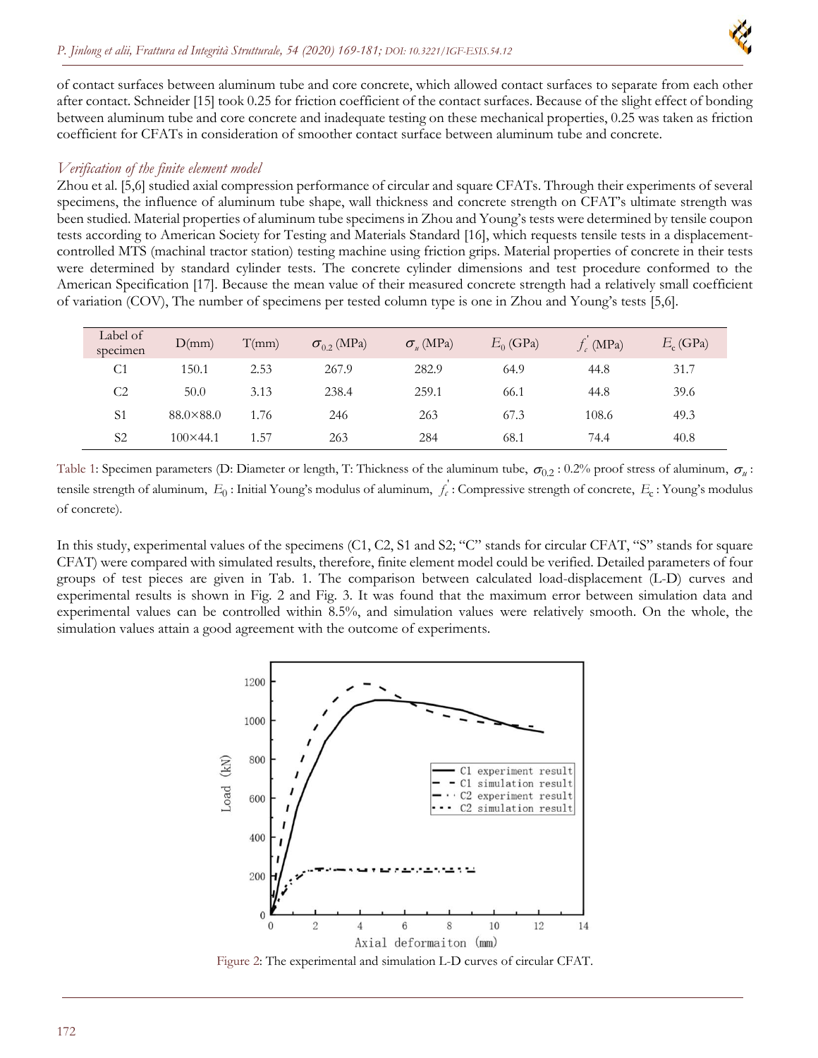of contact surfaces between aluminum tube and core concrete, which allowed contact surfaces to separate from each other after contact. Schneider [15] took 0.25 for friction coefficient of the contact surfaces. Because of the slight effect of bonding between aluminum tube and core concrete and inadequate testing on these mechanical properties, 0.25 was taken as friction coefficient for CFATs in consideration of smoother contact surface between aluminum tube and concrete.

### *Verification of the finite element model*

Zhou et al. [5,6] studied axial compression performance of circular and square CFATs. Through their experiments of several specimens, the influence of aluminum tube shape, wall thickness and concrete strength on CFAT's ultimate strength was been studied. Material properties of aluminum tube specimens in Zhou and Young's tests were determined by tensile coupon tests according to American Society for Testing and Materials Standard [16], which requests tensile tests in a displacement-controlled MTS (machinal tractor station) testing machine using friction grips. Material properties of concrete in their tests were determined by standard cylinder tests. The concrete cylinder dimensions and test procedure conformed to the American Specification [17]. Because the mean value of their measured concrete strength had a relatively small coefficient of variation (COV), The number of specimens per tested column type is one in Zhou and Young's tests [5,6].

| Label of specimen | D(mm) | T(mm) | $\sigma_{0.2}$ (MPa) | $\sigma_u$ (MPa) | $E_0$ (GPa) | $f_c^{'}$ (MPa) | $E_c$ (GPa) |
|---|---|---|---|---|---|---|---|
| C1 | 150.1 | 2.53 | 267.9 | 282.9 | 64.9 | 44.8 | 31.7 |
| C2 | 50.0 | 3.13 | 238.4 | 259.1 | 66.1 | 44.8 | 39.6 |
| S1 | 88.0×88.0 | 1.76 | 246 | 263 | 67.3 | 108.6 | 49.3 |
| S2 | 100×44.1 | 1.57 | 263 | 284 | 68.1 | 74.4 | 40.8 |

Table 1: Specimen parameters (D: Diameter or length, T: Thickness of the aluminum tube, $\sigma_{0.2}$ : 0.2% proof stress of aluminum, $\sigma_u$ : tensile strength of aluminum, $E_0$ : Initial Young's modulus of aluminum, $f_c^{'}$ : Compressive strength of concrete, $E_c$ : Young's modulus of concrete).

In this study, experimental values of the specimens (C1, C2, S1 and S2; "C" stands for circular CFAT, "S" stands for square CFAT) were compared with simulated results, therefore, finite element model could be verified. Detailed parameters of four groups of test pieces are given in Tab. 1. The comparison between calculated load-displacement (L-D) curves and experimental results is shown in Fig. 2 and Fig. 3. It was found that the maximum error between simulation data and experimental values can be controlled within 8.5%, and simulation values were relatively smooth. On the whole, the simulation values attain a good agreement with the outcome of experiments.

Figure 2: The experimental and simulation L-D curves of circular CFAT.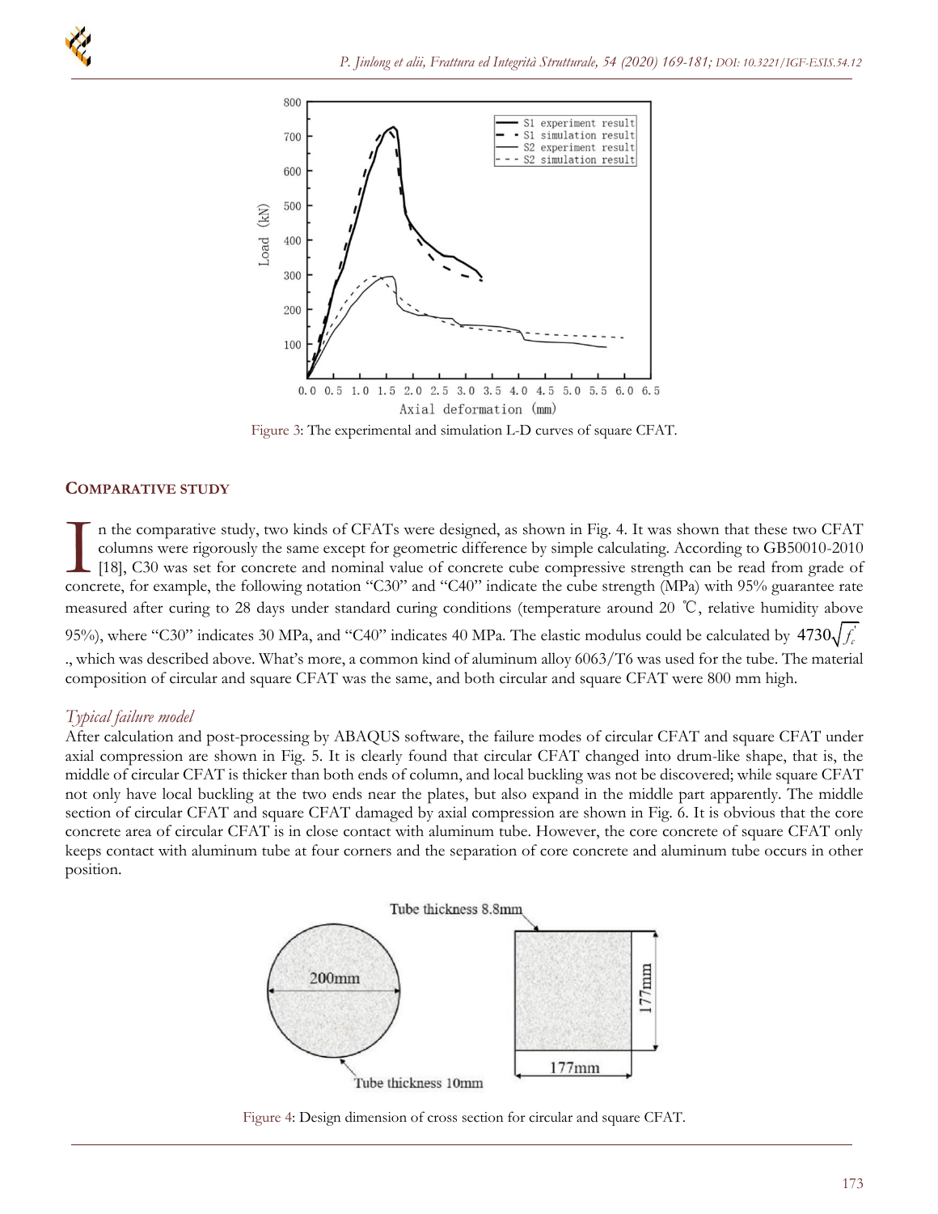Figure 3: The experimental and simulation L-D curves of square CFAT.

## COMPARATIVE STUDY

In the comparative study, two kinds of CFATs were designed, as shown in Fig. 4. It was shown that these two CFAT columns were rigorously the same except for geometric difference by simple calculating. According to GB50010-2010 [18], C30 was set for concrete and nominal value of concrete cube compressive strength can be read from grade of concrete, for example, the following notation "C30" and "C40" indicate the cube strength (MPa) with 95% guarantee rate measured after curing to 28 days under standard curing conditions (temperature around 20 ℃, relative humidity above 95%), where "C30" indicates 30 MPa, and "C40" indicates 40 MPa. The elastic modulus could be calculated by $4730\sqrt{f_c^{'}}$., which was described above. What's more, a common kind of aluminum alloy 6063/T6 was used for the tube. The material composition of circular and square CFAT was the same, and both circular and square CFAT were 800 mm high.

### *Typical failure model*

After calculation and post-processing by ABAQUS software, the failure modes of circular CFAT and square CFAT under axial compression are shown in Fig. 5. It is clearly found that circular CFAT changed into drum-like shape, that is, the middle of circular CFAT is thicker than both ends of column, and local buckling was not be discovered; while square CFAT not only have local buckling at the two ends near the plates, but also expand in the middle part apparently. The middle section of circular CFAT and square CFAT damaged by axial compression are shown in Fig. 6. It is obvious that the core concrete area of circular CFAT is in close contact with aluminum tube. However, the core concrete of square CFAT only keeps contact with aluminum tube at four corners and the separation of core concrete and aluminum tube occurs in other position.

Figure 4: Design dimension of cross section for circular and square CFAT.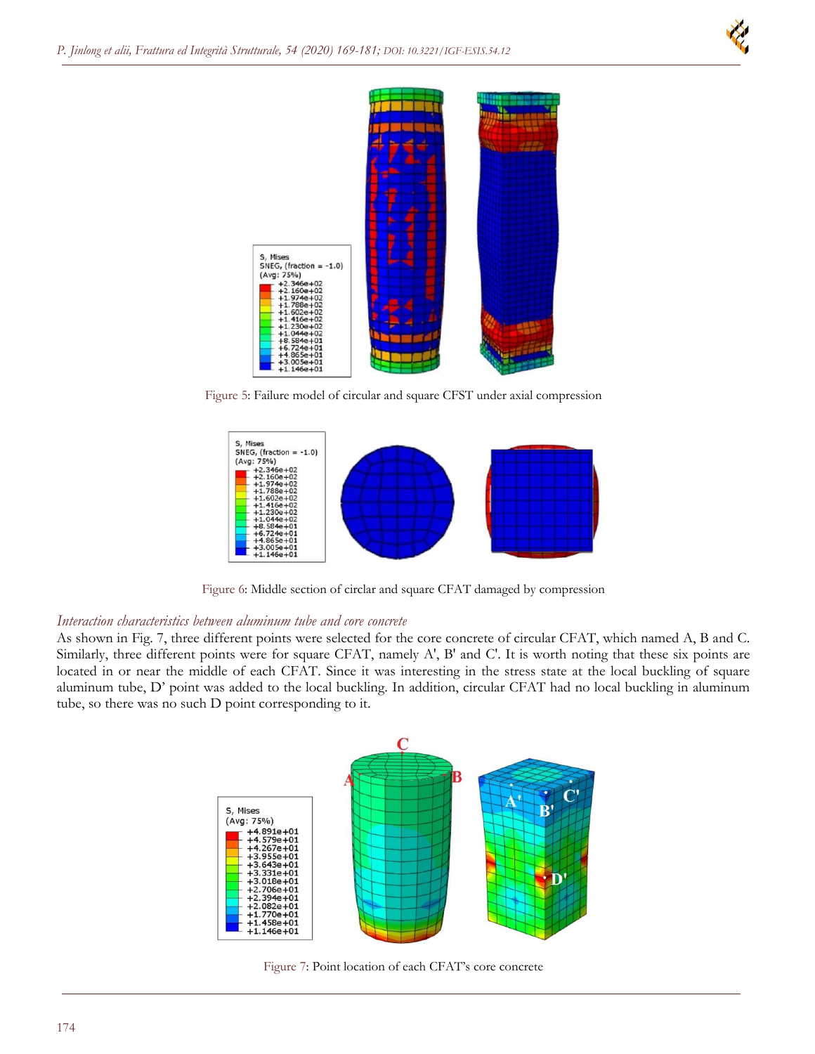Figure 5: Failure model of circular and square CFST under axial compression

Figure 6: Middle section of circlar and square CFAT damaged by compression

### *Interaction characteristics between aluminum tube and core concrete*

As shown in Fig. 7, three different points were selected for the core concrete of circular CFAT, which named A, B and C. Similarly, three different points were for square CFAT, namely A', B' and C'. It is worth noting that these six points are located in or near the middle of each CFAT. Since it was interesting in the stress state at the local buckling of square aluminum tube, D' point was added to the local buckling. In addition, circular CFAT had no local buckling in aluminum tube, so there was no such D point corresponding to it.

Figure 7: Point location of each CFAT's core concrete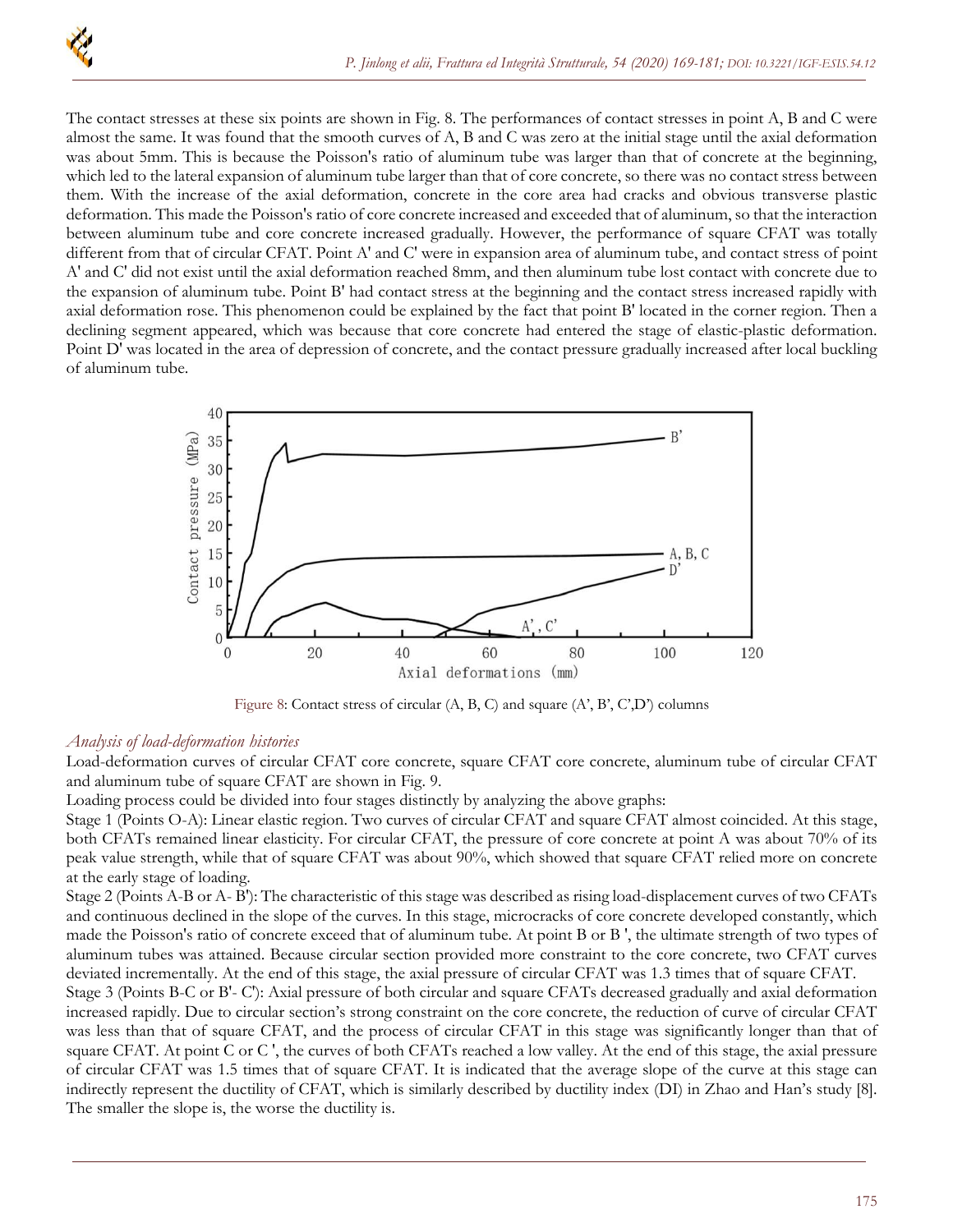The contact stresses at these six points are shown in Fig. 8. The performances of contact stresses in point A, B and C were almost the same. It was found that the smooth curves of A, B and C was zero at the initial stage until the axial deformation was about 5mm. This is because the Poisson's ratio of aluminum tube was larger than that of concrete at the beginning, which led to the lateral expansion of aluminum tube larger than that of core concrete, so there was no contact stress between them. With the increase of the axial deformation, concrete in the core area had cracks and obvious transverse plastic deformation. This made the Poisson's ratio of core concrete increased and exceeded that of aluminum, so that the interaction between aluminum tube and core concrete increased gradually. However, the performance of square CFAT was totally different from that of circular CFAT. Point A' and C' were in expansion area of aluminum tube, and contact stress of point A' and C' did not exist until the axial deformation reached 8mm, and then aluminum tube lost contact with concrete due to the expansion of aluminum tube. Point B' had contact stress at the beginning and the contact stress increased rapidly with axial deformation rose. This phenomenon could be explained by the fact that point B' located in the corner region. Then a declining segment appeared, which was because that core concrete had entered the stage of elastic-plastic deformation. Point D' was located in the area of depression of concrete, and the contact pressure gradually increased after local buckling of aluminum tube.

Figure 8: Contact stress of circular (A, B, C) and square (A', B', C',D') columns

### *Analysis of load-deformation histories*

Load-deformation curves of circular CFAT core concrete, square CFAT core concrete, aluminum tube of circular CFAT and aluminum tube of square CFAT are shown in Fig. 9.

Loading process could be divided into four stages distinctly by analyzing the above graphs:

Stage 1 (Points O-A): Linear elastic region. Two curves of circular CFAT and square CFAT almost coincided. At this stage, both CFATs remained linear elasticity. For circular CFAT, the pressure of core concrete at point A was about 70% of its peak value strength, while that of square CFAT was about 90%, which showed that square CFAT relied more on concrete at the early stage of loading.

Stage 2 (Points A-B or A- B'): The characteristic of this stage was described as rising load-displacement curves of two CFATs and continuous declined in the slope of the curves. In this stage, microcracks of core concrete developed constantly, which made the Poisson's ratio of concrete exceed that of aluminum tube. At point B or B ', the ultimate strength of two types of aluminum tubes was attained. Because circular section provided more constraint to the core concrete, two CFAT curves deviated incrementally. At the end of this stage, the axial pressure of circular CFAT was 1.3 times that of square CFAT.

Stage 3 (Points B-C or B'- C'): Axial pressure of both circular and square CFATs decreased gradually and axial deformation increased rapidly. Due to circular section's strong constraint on the core concrete, the reduction of curve of circular CFAT was less than that of square CFAT, and the process of circular CFAT in this stage was significantly longer than that of square CFAT. At point C or C ', the curves of both CFATs reached a low valley. At the end of this stage, the axial pressure of circular CFAT was 1.5 times that of square CFAT. It is indicated that the average slope of the curve at this stage can indirectly represent the ductility of CFAT, which is similarly described by ductility index (DI) in Zhao and Han's study [8]. The smaller the slope is, the worse the ductility is.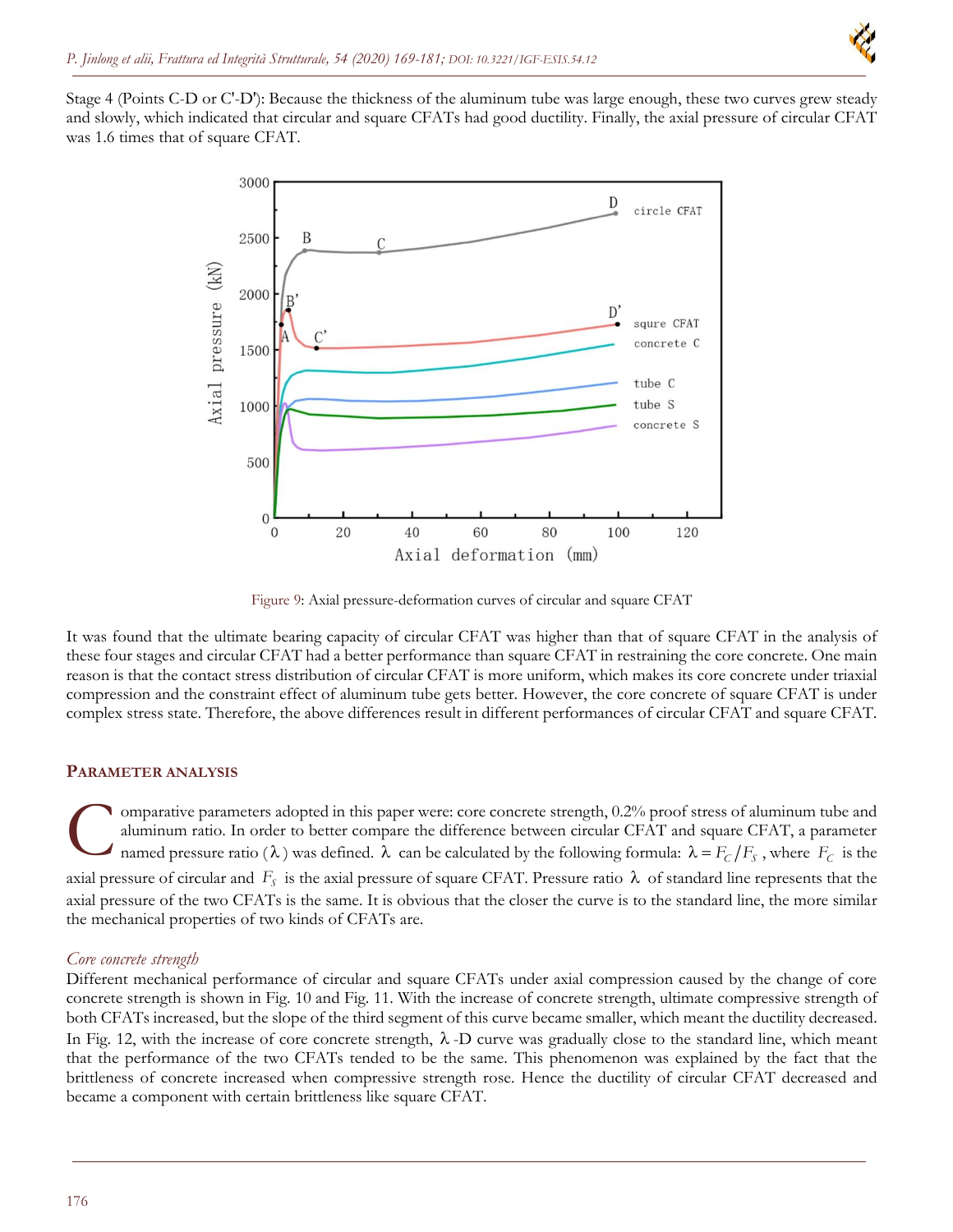Stage 4 (Points C-D or C'-D'): Because the thickness of the aluminum tube was large enough, these two curves grew steady and slowly, which indicated that circular and square CFATs had good ductility. Finally, the axial pressure of circular CFAT was 1.6 times that of square CFAT.

Figure 9: Axial pressure-deformation curves of circular and square CFAT

It was found that the ultimate bearing capacity of circular CFAT was higher than that of square CFAT in the analysis of these four stages and circular CFAT had a better performance than square CFAT in restraining the core concrete. One main reason is that the contact stress distribution of circular CFAT is more uniform, which makes its core concrete under triaxial compression and the constraint effect of aluminum tube gets better. However, the core concrete of square CFAT is under complex stress state. Therefore, the above differences result in different performances of circular CFAT and square CFAT.

## PARAMETER ANALYSIS

Comparative parameters adopted in this paper were: core concrete strength, 0.2% proof stress of aluminum tube and aluminum ratio. In order to better compare the difference between circular CFAT and square CFAT, a parameter named pressure ratio ($\lambda$) was defined. $\lambda$ can be calculated by the following formula: $\lambda = F_C / F_S$, where $F_C$ is the axial pressure of circular and $F_S$ is the axial pressure of square CFAT. Pressure ratio $\lambda$ of standard line represents that the axial pressure of the two CFATs is the same. It is obvious that the closer the curve is to the standard line, the more similar the mechanical properties of two kinds of CFATs are.

### *Core concrete strength*

Different mechanical performance of circular and square CFATs under axial compression caused by the change of core concrete strength is shown in Fig. 10 and Fig. 11. With the increase of concrete strength, ultimate compressive strength of both CFATs increased, but the slope of the third segment of this curve became smaller, which meant the ductility decreased. In Fig. 12, with the increase of core concrete strength, $\lambda$-D curve was gradually close to the standard line, which meant that the performance of the two CFATs tended to be the same. This phenomenon was explained by the fact that the brittleness of concrete increased when compressive strength rose. Hence the ductility of circular CFAT decreased and became a component with certain brittleness like square CFAT.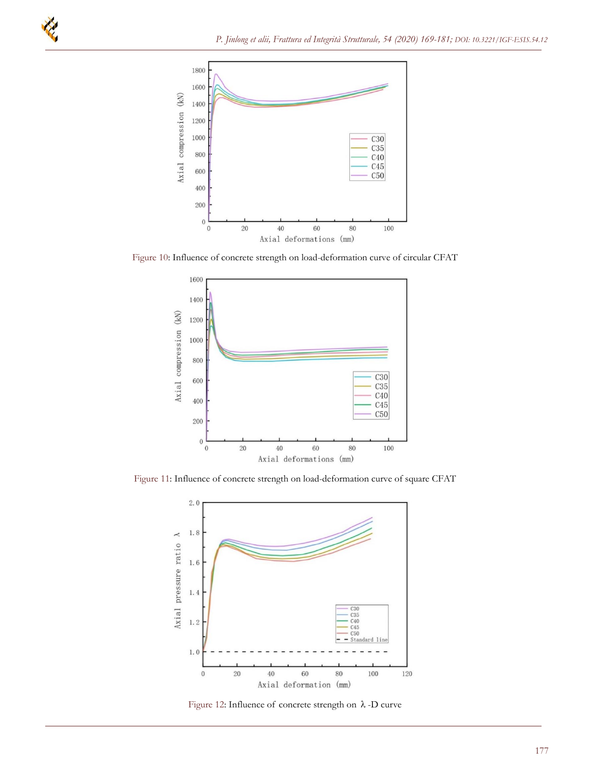Figure 10: Influence of concrete strength on load-deformation curve of circular CFAT

Figure 11: Influence of concrete strength on load-deformation curve of square CFAT

Figure 12: Influence of concrete strength on λ -D curve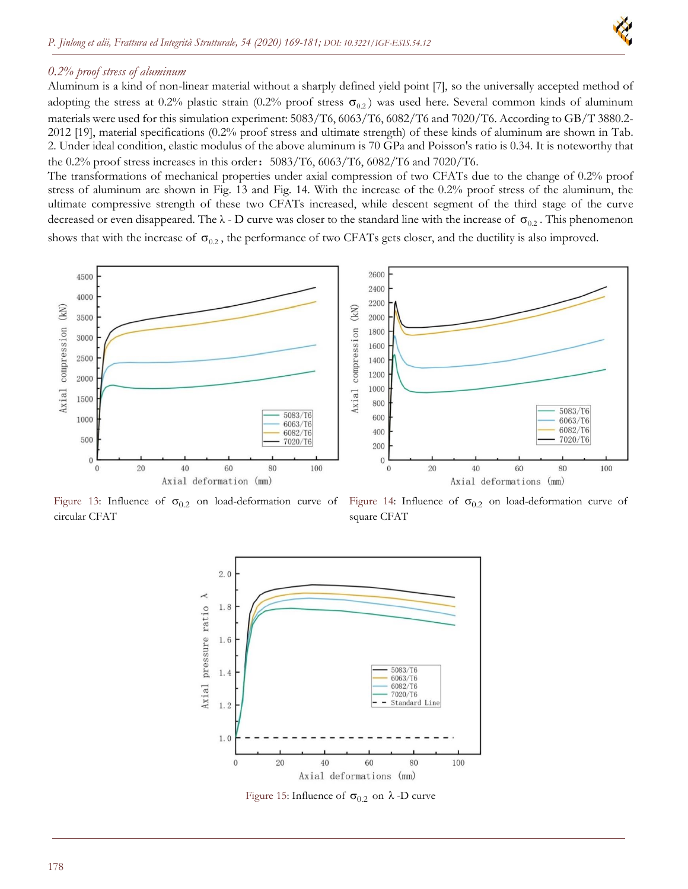*0.2% proof stress of aluminum*

Aluminum is a kind of non-linear material without a sharply defined yield point [7], so the universally accepted method of adopting the stress at 0.2% plastic strain (0.2% proof stress $\sigma_{0.2}$) was used here. Several common kinds of aluminum materials were used for this simulation experiment: 5083/T6, 6063/T6, 6082/T6 and 7020/T6. According to GB/T 3880.2-2012 [19], material specifications (0.2% proof stress and ultimate strength) of these kinds of aluminum are shown in Tab. 2. Under ideal condition, elastic modulus of the above aluminum is 70 GPa and Poisson's ratio is 0.34. It is noteworthy that the 0.2% proof stress increases in this order：5083/T6, 6063/T6, 6082/T6 and 7020/T6.

The transformations of mechanical properties under axial compression of two CFATs due to the change of 0.2% proof stress of aluminum are shown in Fig. 13 and Fig. 14. With the increase of the 0.2% proof stress of the aluminum, the ultimate compressive strength of these two CFATs increased, while descent segment of the third stage of the curve decreased or even disappeared. The λ - D curve was closer to the standard line with the increase of $\sigma_{0.2}$. This phenomenon shows that with the increase of $\sigma_{0.2}$, the performance of two CFATs gets closer, and the ductility is also improved.

Figure 13: Influence of $\sigma_{0.2}$ on load-deformation curve of circular CFAT

Figure 14: Influence of $\sigma_{0.2}$ on load-deformation curve of square CFAT

Figure 15: Influence of $\sigma_{0.2}$ on λ -D curve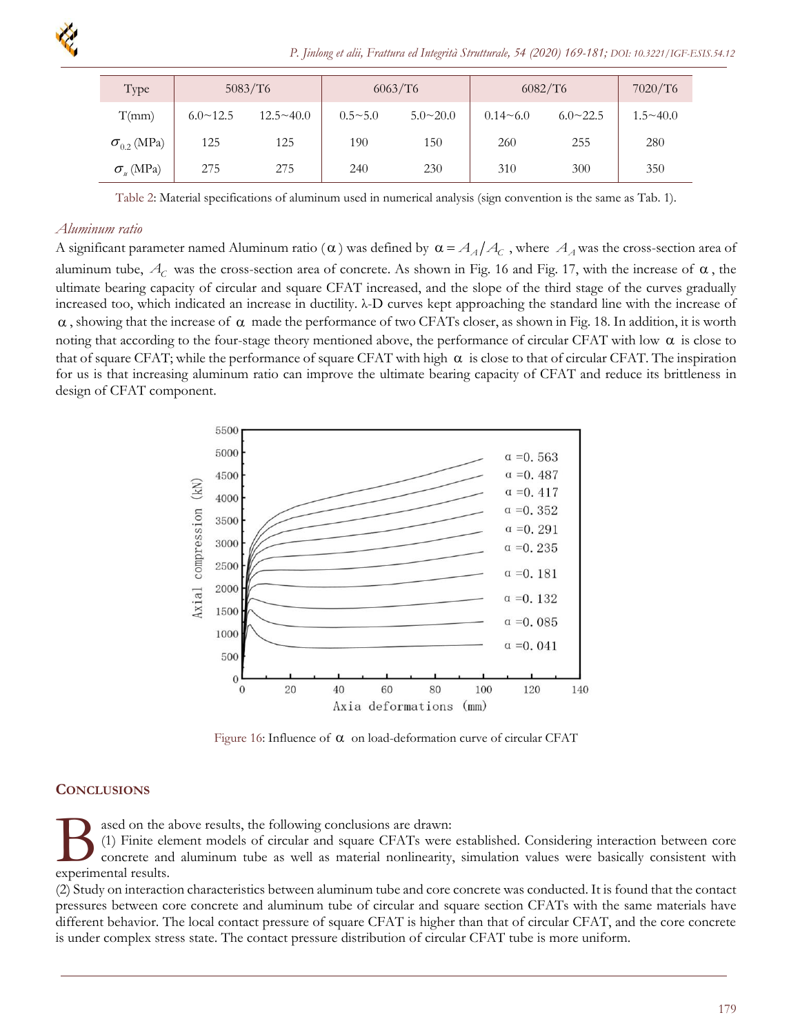| Type | 5083/T6 | | 6063/T6 | | 6082/T6 | | 7020/T6 |
|---|---|---|---|---|---|---|---|
| T(mm) | 6.0~12.5 | 12.5~40.0 | 0.5~5.0 | 5.0~20.0 | 0.14~6.0 | 6.0~22.5 | 1.5~40.0 |
| $\sigma_{0.2}$ (MPa) | 125 | 125 | 190 | 150 | 260 | 255 | 280 |
| $\sigma_u$ (MPa) | 275 | 275 | 240 | 230 | 310 | 300 | 350 |

Table 2: Material specifications of aluminum used in numerical analysis (sign convention is the same as Tab. 1).

### *Aluminum ratio*

A significant parameter named Aluminum ratio ($\alpha$) was defined by $\alpha = A_A / A_C$ , where $A_A$ was the cross-section area of aluminum tube, $A_C$ was the cross-section area of concrete. As shown in Fig. 16 and Fig. 17, with the increase of $\alpha$, the ultimate bearing capacity of circular and square CFAT increased, and the slope of the third stage of the curves gradually increased too, which indicated an increase in ductility. λ-D curves kept approaching the standard line with the increase of $\alpha$, showing that the increase of $\alpha$ made the performance of two CFATs closer, as shown in Fig. 18. In addition, it is worth noting that according to the four-stage theory mentioned above, the performance of circular CFAT with low $\alpha$ is close to that of square CFAT; while the performance of square CFAT with high $\alpha$ is close to that of circular CFAT. The inspiration for us is that increasing aluminum ratio can improve the ultimate bearing capacity of CFAT and reduce its brittleness in design of CFAT component.

Figure 16: Influence of $\alpha$ on load-deformation curve of circular CFAT

## CONCLUSIONS

Based on the above results, the following conclusions are drawn:

(1) Finite element models of circular and square CFATs were established. Considering interaction between core concrete and aluminum tube as well as material nonlinearity, simulation values were basically consistent with experimental results.

(2) Study on interaction characteristics between aluminum tube and core concrete was conducted. It is found that the contact pressures between core concrete and aluminum tube of circular and square section CFATs with the same materials have different behavior. The local contact pressure of square CFAT is higher than that of circular CFAT, and the core concrete is under complex stress state. The contact pressure distribution of circular CFAT tube is more uniform.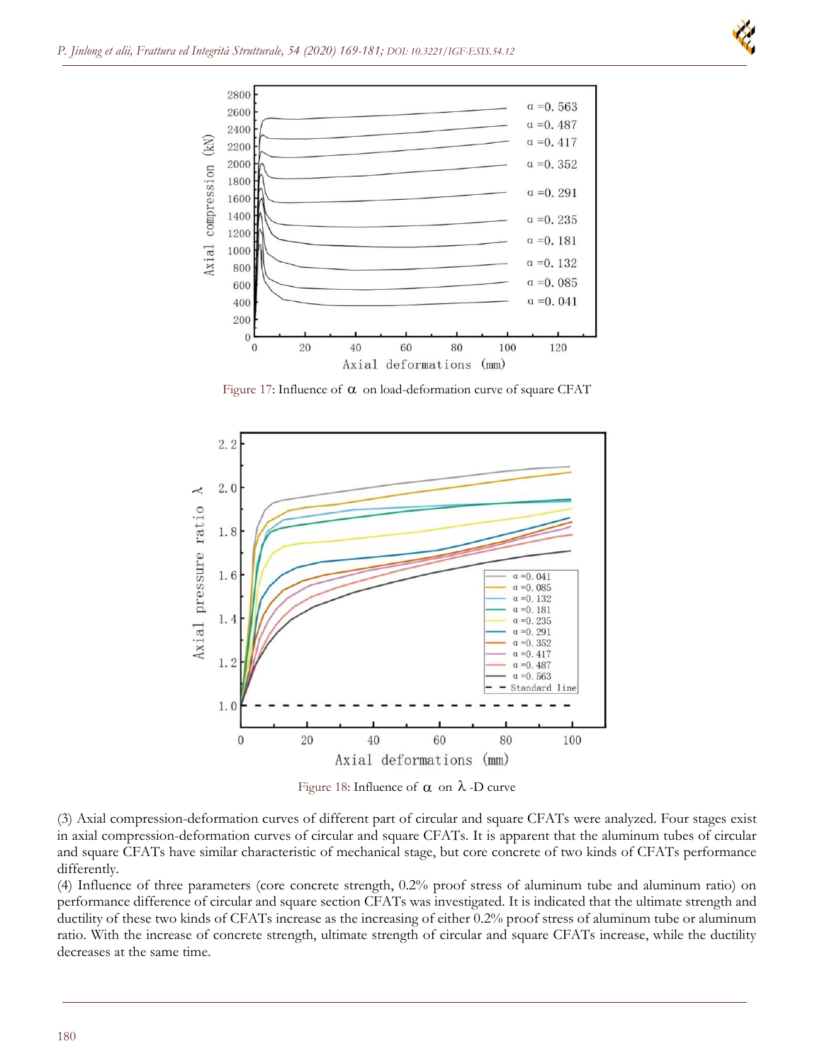Figure 17: Influence of $\alpha$ on load-deformation curve of square CFAT

Figure 18: Influence of $\alpha$ on $\lambda$ -D curve

(3) Axial compression-deformation curves of different part of circular and square CFATs were analyzed. Four stages exist in axial compression-deformation curves of circular and square CFATs. It is apparent that the aluminum tubes of circular and square CFATs have similar characteristic of mechanical stage, but core concrete of two kinds of CFATs performance differently.

(4) Influence of three parameters (core concrete strength, 0.2% proof stress of aluminum tube and aluminum ratio) on performance difference of circular and square section CFATs was investigated. It is indicated that the ultimate strength and ductility of these two kinds of CFATs increase as the increasing of either 0.2% proof stress of aluminum tube or aluminum ratio. With the increase of concrete strength, ultimate strength of circular and square CFATs increase, while the ductility decreases at the same time.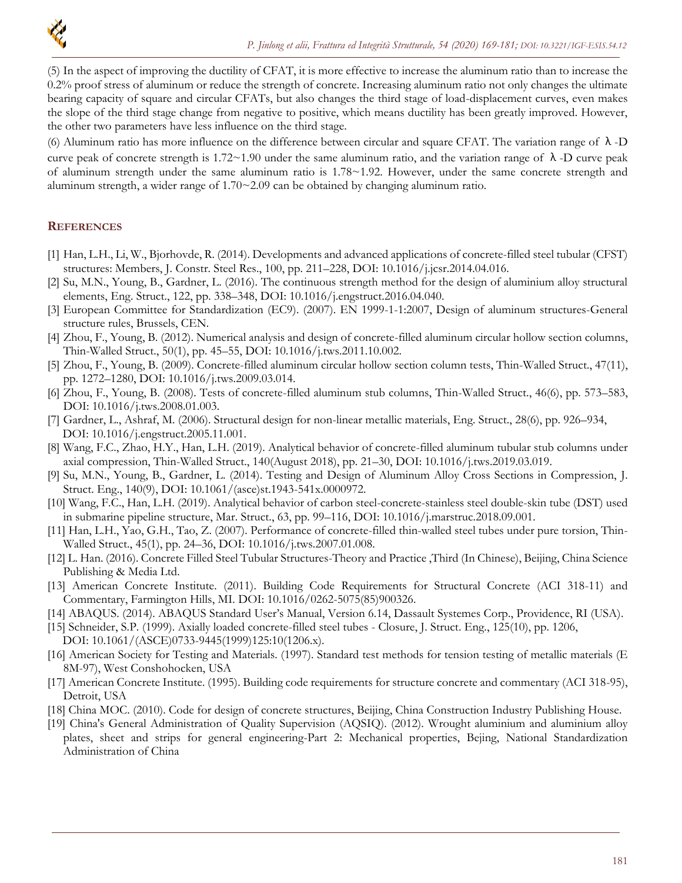(5) In the aspect of improving the ductility of CFAT, it is more effective to increase the aluminum ratio than to increase the 0.2% proof stress of aluminum or reduce the strength of concrete. Increasing aluminum ratio not only changes the ultimate bearing capacity of square and circular CFATs, but also changes the third stage of load-displacement curves, even makes the slope of the third stage change from negative to positive, which means ductility has been greatly improved. However, the other two parameters have less influence on the third stage.

(6) Aluminum ratio has more influence on the difference between circular and square CFAT. The variation range of $\lambda$-D curve peak of concrete strength is 1.72~1.90 under the same aluminum ratio, and the variation range of $\lambda$-D curve peak of aluminum strength under the same aluminum ratio is 1.78~1.92. However, under the same concrete strength and aluminum strength, a wider range of 1.70~2.09 can be obtained by changing aluminum ratio.

## REFERENCES

[1] Han, L.H., Li, W., Bjorhovde, R. (2014). Developments and advanced applications of concrete-filled steel tubular (CFST) structures: Members, J. Constr. Steel Res., 100, pp. 211–228, DOI: 10.1016/j.jcsr.2014.04.016.

[2] Su, M.N., Young, B., Gardner, L. (2016). The continuous strength method for the design of aluminium alloy structural elements, Eng. Struct., 122, pp. 338–348, DOI: 10.1016/j.engstruct.2016.04.040.

[3] European Committee for Standardization (EC9). (2007). EN 1999-1-1:2007, Design of aluminum structures-General structure rules, Brussels, CEN.

[4] Zhou, F., Young, B. (2012). Numerical analysis and design of concrete-filled aluminum circular hollow section columns, Thin-Walled Struct., 50(1), pp. 45–55, DOI: 10.1016/j.tws.2011.10.002.

[5] Zhou, F., Young, B. (2009). Concrete-filled aluminum circular hollow section column tests, Thin-Walled Struct., 47(11), pp. 1272–1280, DOI: 10.1016/j.tws.2009.03.014.

[6] Zhou, F., Young, B. (2008). Tests of concrete-filled aluminum stub columns, Thin-Walled Struct., 46(6), pp. 573–583, DOI: 10.1016/j.tws.2008.01.003.

[7] Gardner, L., Ashraf, M. (2006). Structural design for non-linear metallic materials, Eng. Struct., 28(6), pp. 926–934, DOI: 10.1016/j.engstruct.2005.11.001.

[8] Wang, F.C., Zhao, H.Y., Han, L.H. (2019). Analytical behavior of concrete-filled aluminum tubular stub columns under axial compression, Thin-Walled Struct., 140(August 2018), pp. 21–30, DOI: 10.1016/j.tws.2019.03.019.

[9] Su, M.N., Young, B., Gardner, L. (2014). Testing and Design of Aluminum Alloy Cross Sections in Compression, J. Struct. Eng., 140(9), DOI: 10.1061/(asce)st.1943-541x.0000972.

[10] Wang, F.C., Han, L.H. (2019). Analytical behavior of carbon steel-concrete-stainless steel double-skin tube (DST) used in submarine pipeline structure, Mar. Struct., 63, pp. 99–116, DOI: 10.1016/j.marstruc.2018.09.001.

[11] Han, L.H., Yao, G.H., Tao, Z. (2007). Performance of concrete-filled thin-walled steel tubes under pure torsion, Thin-Walled Struct., 45(1), pp. 24–36, DOI: 10.1016/j.tws.2007.01.008.

[12] L. Han. (2016). Concrete Filled Steel Tubular Structures-Theory and Practice ,Third (In Chinese), Beijing, China Science Publishing & Media Ltd.

[13] American Concrete Institute. (2011). Building Code Requirements for Structural Concrete (ACI 318-11) and Commentary, Farmington Hills, MI. DOI: 10.1016/0262-5075(85)900326.

[14] ABAQUS. (2014). ABAQUS Standard User's Manual, Version 6.14, Dassault Systemes Corp., Providence, RI (USA).

[15] Schneider, S.P. (1999). Axially loaded concrete-filled steel tubes - Closure, J. Struct. Eng., 125(10), pp. 1206, DOI: 10.1061/(ASCE)0733-9445(1999)125:10(1206.x).

[16] American Society for Testing and Materials. (1997). Standard test methods for tension testing of metallic materials (E 8M-97), West Conshohocken, USA

[17] American Concrete Institute. (1995). Building code requirements for structure concrete and commentary (ACI 318-95), Detroit, USA

[18] China MOC. (2010). Code for design of concrete structures, Beijing, China Construction Industry Publishing House.

[19] China's General Administration of Quality Supervision (AQSIQ). (2012). Wrought aluminium and aluminium alloy plates, sheet and strips for general engineering-Part 2: Mechanical properties, Bejing, National Standardization Administration of China